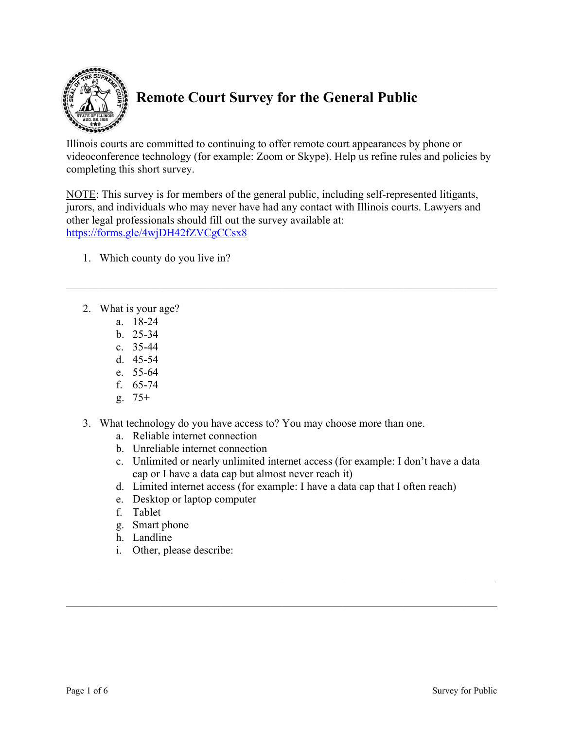# Remote Court Survey for the General Public

Illinois courts are committed to continuing to offer remote court appearances by phone or videoconference technology (for example: Zoom or Skype). Help us refine rules and policies by completing this short survey.

NOTE: This survey is for members of the general public, including self-represented litigants, jurors, and individuals who may never have had any contact with Illinois courts. Lawyers and other legal professionals should fill out the survey available at: https://forms.gle/4wjDH42fZVCgCCsx8

1. Which county do you live in?

_______________________________________________________________________________

2. What is your age?
   a. 18-24
   b. 25-34
   c. 35-44
   d. 45-54
   e. 55-64
   f. 65-74
   g. 75+

3. What technology do you have access to? You may choose more than one.
   a. Reliable internet connection
   b. Unreliable internet connection
   c. Unlimited or nearly unlimited internet access (for example: I don't have a data cap or I have a data cap but almost never reach it)
   d. Limited internet access (for example: I have a data cap that I often reach)
   e. Desktop or laptop computer
   f. Tablet
   g. Smart phone
   h. Landline
   i. Other, please describe:

_______________________________________________________________________________

_______________________________________________________________________________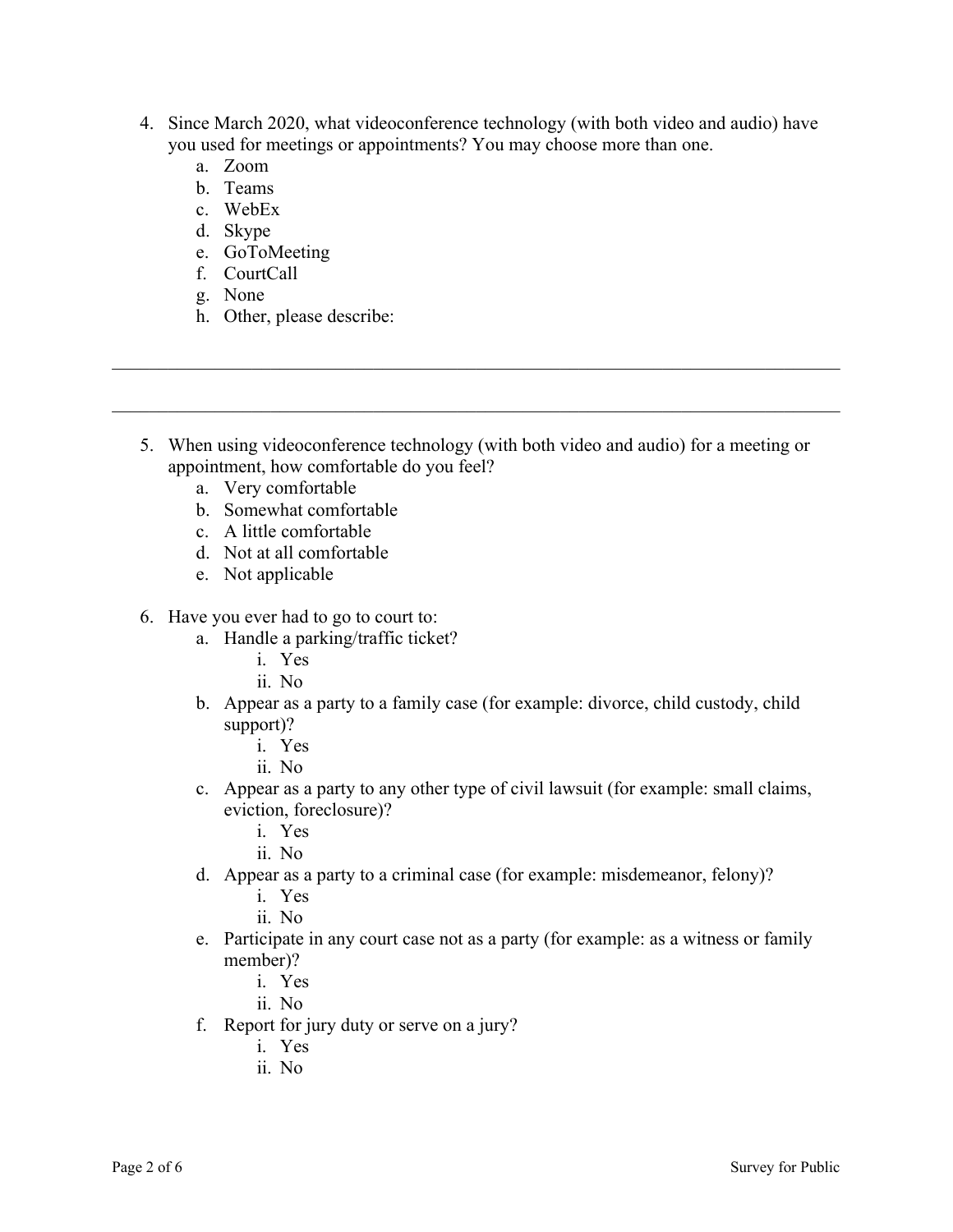4. Since March 2020, what videoconference technology (with both video and audio) have you used for meetings or appointments? You may choose more than one.
   a. Zoom
   b. Teams
   c. WebEx
   d. Skype
   e. GoToMeeting
   f. CourtCall
   g. None
   h. Other, please describe:

___________________________________________________________________________

___________________________________________________________________________

5. When using videoconference technology (with both video and audio) for a meeting or appointment, how comfortable do you feel?
   a. Very comfortable
   b. Somewhat comfortable
   c. A little comfortable
   d. Not at all comfortable
   e. Not applicable

6. Have you ever had to go to court to:
   a. Handle a parking/traffic ticket?
      i. Yes
      ii. No
   b. Appear as a party to a family case (for example: divorce, child custody, child support)?
      i. Yes
      ii. No
   c. Appear as a party to any other type of civil lawsuit (for example: small claims, eviction, foreclosure)?
      i. Yes
      ii. No
   d. Appear as a party to a criminal case (for example: misdemeanor, felony)?
      i. Yes
      ii. No
   e. Participate in any court case not as a party (for example: as a witness or family member)?
      i. Yes
      ii. No
   f. Report for jury duty or serve on a jury?
      i. Yes
      ii. No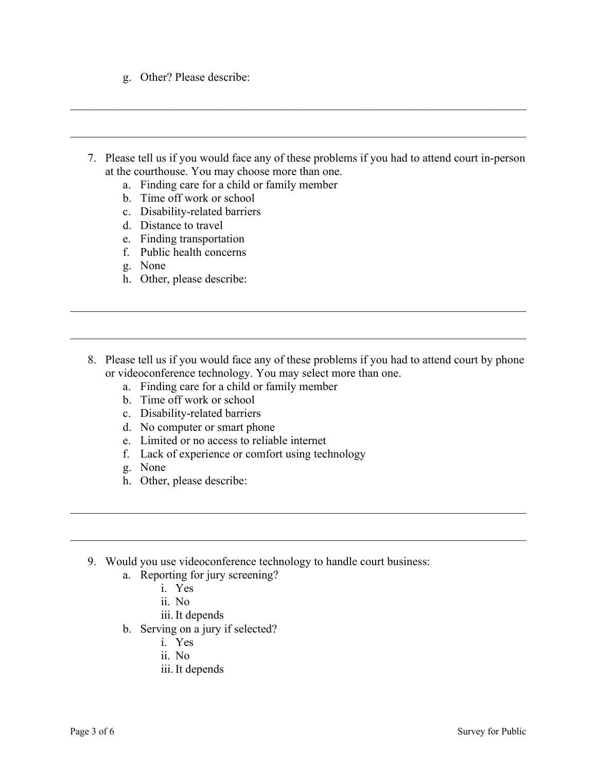g. Other? Please describe:

\_\_\_\_\_\_\_\_\_\_\_\_\_\_\_\_\_\_\_\_\_\_\_\_\_\_\_\_\_\_\_\_\_\_\_\_\_\_\_\_\_\_\_\_\_\_\_\_\_\_\_\_\_\_\_\_\_\_\_\_\_\_\_\_\_\_\_\_\_\_\_\_\_\_\_\_

\_\_\_\_\_\_\_\_\_\_\_\_\_\_\_\_\_\_\_\_\_\_\_\_\_\_\_\_\_\_\_\_\_\_\_\_\_\_\_\_\_\_\_\_\_\_\_\_\_\_\_\_\_\_\_\_\_\_\_\_\_\_\_\_\_\_\_\_\_\_\_\_\_\_\_\_

7. Please tell us if you would face any of these problems if you had to attend court in-person at the courthouse. You may choose more than one.
   a. Finding care for a child or family member
   b. Time off work or school
   c. Disability-related barriers
   d. Distance to travel
   e. Finding transportation
   f. Public health concerns
   g. None
   h. Other, please describe:

\_\_\_\_\_\_\_\_\_\_\_\_\_\_\_\_\_\_\_\_\_\_\_\_\_\_\_\_\_\_\_\_\_\_\_\_\_\_\_\_\_\_\_\_\_\_\_\_\_\_\_\_\_\_\_\_\_\_\_\_\_\_\_\_\_\_\_\_\_\_\_\_\_\_\_\_

\_\_\_\_\_\_\_\_\_\_\_\_\_\_\_\_\_\_\_\_\_\_\_\_\_\_\_\_\_\_\_\_\_\_\_\_\_\_\_\_\_\_\_\_\_\_\_\_\_\_\_\_\_\_\_\_\_\_\_\_\_\_\_\_\_\_\_\_\_\_\_\_\_\_\_\_

8. Please tell us if you would face any of these problems if you had to attend court by phone or videoconference technology. You may select more than one.
   a. Finding care for a child or family member
   b. Time off work or school
   c. Disability-related barriers
   d. No computer or smart phone
   e. Limited or no access to reliable internet
   f. Lack of experience or comfort using technology
   g. None
   h. Other, please describe:

\_\_\_\_\_\_\_\_\_\_\_\_\_\_\_\_\_\_\_\_\_\_\_\_\_\_\_\_\_\_\_\_\_\_\_\_\_\_\_\_\_\_\_\_\_\_\_\_\_\_\_\_\_\_\_\_\_\_\_\_\_\_\_\_\_\_\_\_\_\_\_\_\_\_\_\_

\_\_\_\_\_\_\_\_\_\_\_\_\_\_\_\_\_\_\_\_\_\_\_\_\_\_\_\_\_\_\_\_\_\_\_\_\_\_\_\_\_\_\_\_\_\_\_\_\_\_\_\_\_\_\_\_\_\_\_\_\_\_\_\_\_\_\_\_\_\_\_\_\_\_\_\_

9. Would you use videoconference technology to handle court business:
   a. Reporting for jury screening?
      i. Yes
      ii. No
      iii. It depends
   b. Serving on a jury if selected?
      i. Yes
      ii. No
      iii. It depends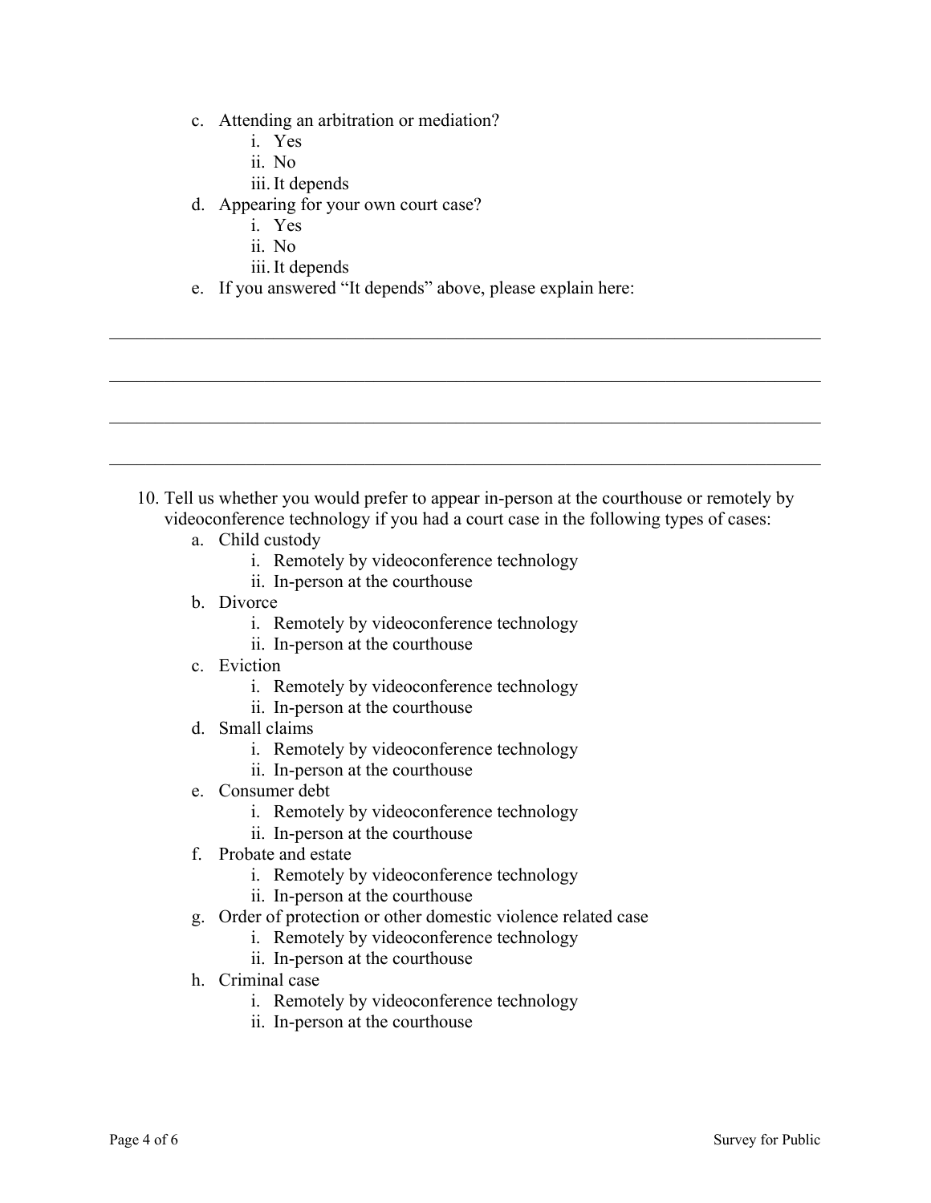c. Attending an arbitration or mediation?
    i. Yes
    ii. No
    iii. It depends
d. Appearing for your own court case?
    i. Yes
    ii. No
    iii. It depends
e. If you answered "It depends" above, please explain here:

\_\_\_\_\_\_\_\_\_\_\_\_\_\_\_\_\_\_\_\_\_\_\_\_\_\_\_\_\_\_\_\_\_\_\_\_\_\_\_\_\_\_\_\_\_\_\_\_\_\_\_\_\_\_\_\_\_\_\_\_\_\_\_\_\_\_\_\_\_\_\_\_\_\_\_\_

\_\_\_\_\_\_\_\_\_\_\_\_\_\_\_\_\_\_\_\_\_\_\_\_\_\_\_\_\_\_\_\_\_\_\_\_\_\_\_\_\_\_\_\_\_\_\_\_\_\_\_\_\_\_\_\_\_\_\_\_\_\_\_\_\_\_\_\_\_\_\_\_\_\_\_\_

\_\_\_\_\_\_\_\_\_\_\_\_\_\_\_\_\_\_\_\_\_\_\_\_\_\_\_\_\_\_\_\_\_\_\_\_\_\_\_\_\_\_\_\_\_\_\_\_\_\_\_\_\_\_\_\_\_\_\_\_\_\_\_\_\_\_\_\_\_\_\_\_\_\_\_\_

\_\_\_\_\_\_\_\_\_\_\_\_\_\_\_\_\_\_\_\_\_\_\_\_\_\_\_\_\_\_\_\_\_\_\_\_\_\_\_\_\_\_\_\_\_\_\_\_\_\_\_\_\_\_\_\_\_\_\_\_\_\_\_\_\_\_\_\_\_\_\_\_\_\_\_\_

10. Tell us whether you would prefer to appear in-person at the courthouse or remotely by videoconference technology if you had a court case in the following types of cases:
    a. Child custody
        i. Remotely by videoconference technology
        ii. In-person at the courthouse
    b. Divorce
        i. Remotely by videoconference technology
        ii. In-person at the courthouse
    c. Eviction
        i. Remotely by videoconference technology
        ii. In-person at the courthouse
    d. Small claims
        i. Remotely by videoconference technology
        ii. In-person at the courthouse
    e. Consumer debt
        i. Remotely by videoconference technology
        ii. In-person at the courthouse
    f. Probate and estate
        i. Remotely by videoconference technology
        ii. In-person at the courthouse
    g. Order of protection or other domestic violence related case
        i. Remotely by videoconference technology
        ii. In-person at the courthouse
    h. Criminal case
        i. Remotely by videoconference technology
        ii. In-person at the courthouse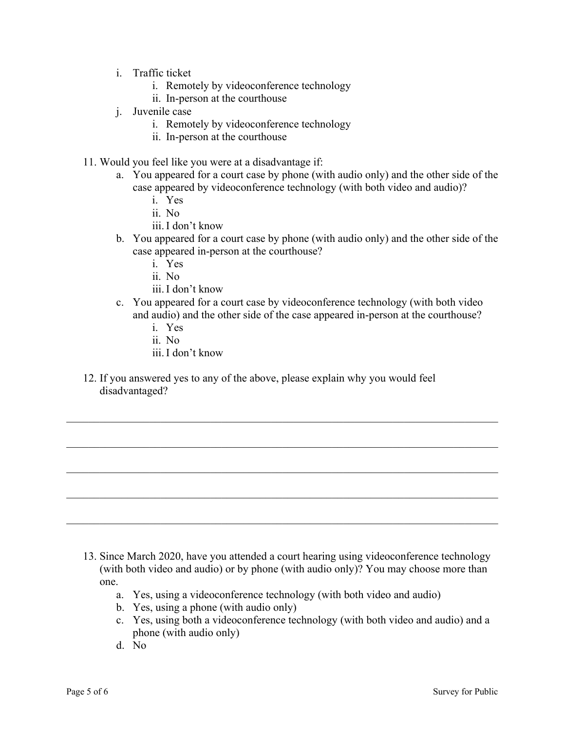i. Traffic ticket
      i. Remotely by videoconference technology
      ii. In-person at the courthouse
   j. Juvenile case
      i. Remotely by videoconference technology
      ii. In-person at the courthouse

11. Would you feel like you were at a disadvantage if:
    a. You appeared for a court case by phone (with audio only) and the other side of the case appeared by videoconference technology (with both video and audio)?
       i. Yes
       ii. No
       iii. I don't know
    b. You appeared for a court case by phone (with audio only) and the other side of the case appeared in-person at the courthouse?
       i. Yes
       ii. No
       iii. I don't know
    c. You appeared for a court case by videoconference technology (with both video and audio) and the other side of the case appeared in-person at the courthouse?
       i. Yes
       ii. No
       iii. I don't know

12. If you answered yes to any of the above, please explain why you would feel disadvantaged?

___________________________________________________________________________

___________________________________________________________________________

___________________________________________________________________________

___________________________________________________________________________

___________________________________________________________________________

13. Since March 2020, have you attended a court hearing using videoconference technology (with both video and audio) or by phone (with audio only)? You may choose more than one.
    a. Yes, using a videoconference technology (with both video and audio)
    b. Yes, using a phone (with audio only)
    c. Yes, using both a videoconference technology (with both video and audio) and a phone (with audio only)
    d. No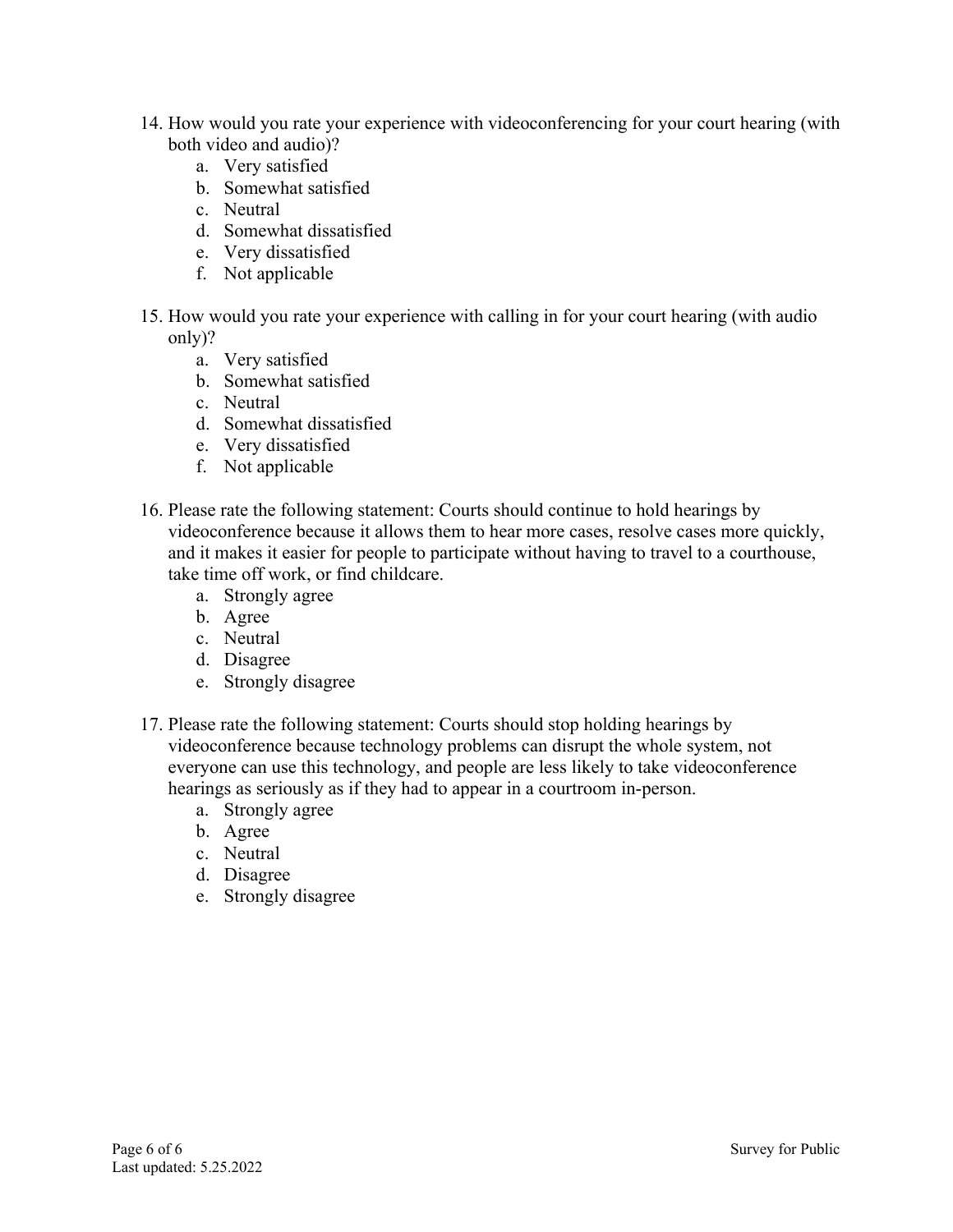14. How would you rate your experience with videoconferencing for your court hearing (with both video and audio)?
    a. Very satisfied
    b. Somewhat satisfied
    c. Neutral
    d. Somewhat dissatisfied
    e. Very dissatisfied
    f. Not applicable

15. How would you rate your experience with calling in for your court hearing (with audio only)?
    a. Very satisfied
    b. Somewhat satisfied
    c. Neutral
    d. Somewhat dissatisfied
    e. Very dissatisfied
    f. Not applicable

16. Please rate the following statement: Courts should continue to hold hearings by videoconference because it allows them to hear more cases, resolve cases more quickly, and it makes it easier for people to participate without having to travel to a courthouse, take time off work, or find childcare.
    a. Strongly agree
    b. Agree
    c. Neutral
    d. Disagree
    e. Strongly disagree

17. Please rate the following statement: Courts should stop holding hearings by videoconference because technology problems can disrupt the whole system, not everyone can use this technology, and people are less likely to take videoconference hearings as seriously as if they had to appear in a courtroom in-person.
    a. Strongly agree
    b. Agree
    c. Neutral
    d. Disagree
    e. Strongly disagree